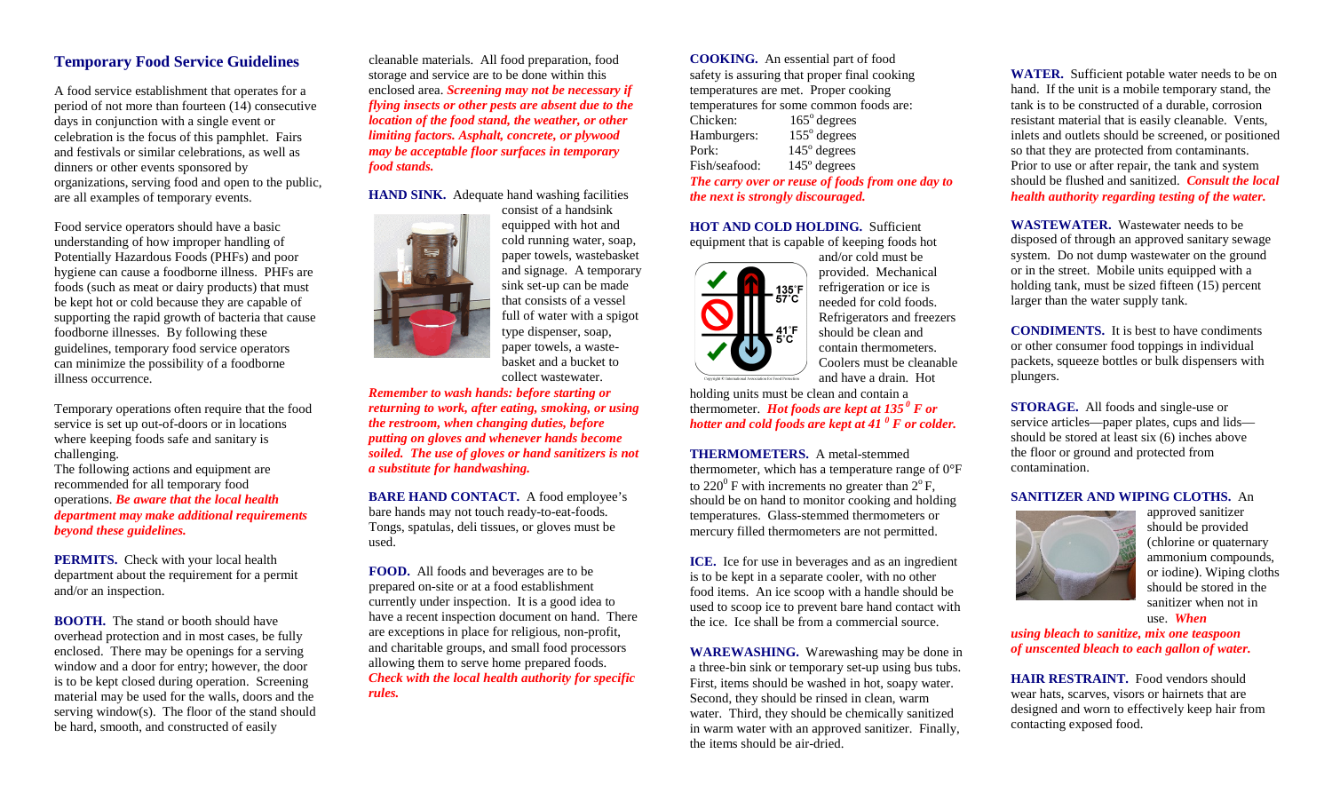## Temporary Food Service Guidelines

A food service establishment that operates for a period of not more than fourteen (14) consecutive days in conjunction with a single event or celebration is the focus of this pamphlet. Fairs and festivals or similar celebrations, as well as dinners or other events sponsored by organizations, serving food and open to the public, are all examples of temporary events.

Food service operators should have a basic understanding of how improper handling of Potentially Hazardous Foods (PHFs) and poor hygiene can cause a foodborne illness. PHFs are foods (such as meat or dairy products) that must be kept hot or cold because they are capable of supporting the rapid growth of bacteria that cause foodborne illnesses. By following these guidelines, temporary food service operators can minimize the possibility of a foodborne illness occurrence.

Temporary operations often require that the food service is set up out-of-doors or in locations where keeping foods safe and sanitary is challenging.
The following actions and equipment are recommended for all temporary food operations. ***Be aware that the local health department may make additional requirements beyond these guidelines.***

**PERMITS.** Check with your local health department about the requirement for a permit and/or an inspection.

**BOOTH.** The stand or booth should have overhead protection and in most cases, be fully enclosed. There may be openings for a serving window and a door for entry; however, the door is to be kept closed during operation. Screening material may be used for the walls, doors and the serving window(s). The floor of the stand should be hard, smooth, and constructed of easily cleanable materials. All food preparation, food storage and service are to be done within this enclosed area. ***Screening may not be necessary if flying insects or other pests are absent due to the location of the food stand, the weather, or other limiting factors. Asphalt, concrete, or plywood may be acceptable floor surfaces in temporary food stands.***

**HAND SINK.** Adequate hand washing facilities consist of a handsink equipped with hot and cold running water, soap, paper towels, wastebasket and signage. A temporary sink set-up can be made that consists of a vessel full of water with a spigot type dispenser, soap, paper towels, a waste-basket and a bucket to collect wastewater.

***Remember to wash hands: before starting or returning to work, after eating, smoking, or using the restroom, when changing duties, before putting on gloves and whenever hands become soiled. The use of gloves or hand sanitizers is not a substitute for handwashing.***

**BARE HAND CONTACT.** A food employee's bare hands may not touch ready-to-eat-foods. Tongs, spatulas, deli tissues, or gloves must be used.

**FOOD.** All foods and beverages are to be prepared on-site or at a food establishment currently under inspection. It is a good idea to have a recent inspection document on hand. There are exceptions in place for religious, non-profit, and charitable groups, and small food processors allowing them to serve home prepared foods. ***Check with the local health authority for specific rules.***

**COOKING.** An essential part of food safety is assuring that proper final cooking temperatures are met. Proper cooking temperatures for some common foods are:

| | |
|---|---|
| Chicken: | 165° degrees |
| Hamburgers: | 155° degrees |
| Pork: | 145° degrees |
| Fish/seafood: | 145° degrees |

***The carry over or reuse of foods from one day to the next is strongly discouraged.***

**HOT AND COLD HOLDING.** Sufficient equipment that is capable of keeping foods hot and/or cold must be provided. Mechanical refrigeration or ice is needed for cold foods. Refrigerators and freezers should be clean and contain thermometers. Coolers must be cleanable and have a drain. Hot holding units must be clean and contain a thermometer. ***Hot foods are kept at 135° F or hotter and cold foods are kept at 41° F or colder.***

**THERMOMETERS.** A metal-stemmed thermometer, which has a temperature range of 0°F to 220° F with increments no greater than 2° F, should be on hand to monitor cooking and holding temperatures. Glass-stemmed thermometers or mercury filled thermometers are not permitted.

**ICE.** Ice for use in beverages and as an ingredient is to be kept in a separate cooler, with no other food items. An ice scoop with a handle should be used to scoop ice to prevent bare hand contact with the ice. Ice shall be from a commercial source.

**WAREWASHING.** Warewashing may be done in a three-bin sink or temporary set-up using bus tubs. First, items should be washed in hot, soapy water. Second, they should be rinsed in clean, warm water. Third, they should be chemically sanitized in warm water with an approved sanitizer. Finally, the items should be air-dried.

**WATER.** Sufficient potable water needs to be on hand. If the unit is a mobile temporary stand, the tank is to be constructed of a durable, corrosion resistant material that is easily cleanable. Vents, inlets and outlets should be screened, or positioned so that they are protected from contaminants. Prior to use or after repair, the tank and system should be flushed and sanitized. ***Consult the local health authority regarding testing of the water.***

**WASTEWATER.** Wastewater needs to be disposed of through an approved sanitary sewage system. Do not dump wastewater on the ground or in the street. Mobile units equipped with a holding tank, must be sized fifteen (15) percent larger than the water supply tank.

**CONDIMENTS.** It is best to have condiments or other consumer food toppings in individual packets, squeeze bottles or bulk dispensers with plungers.

**STORAGE.** All foods and single-use or service articles—paper plates, cups and lids—should be stored at least six (6) inches above the floor or ground and protected from contamination.

**SANITIZER AND WIPING CLOTHS.** An approved sanitizer should be provided (chlorine or quaternary ammonium compounds, or iodine). Wiping cloths should be stored in the sanitizer when not in use. ***When using bleach to sanitize, mix one teaspoon of unscented bleach to each gallon of water.***

**HAIR RESTRAINT.** Food vendors should wear hats, scarves, visors or hairnets that are designed and worn to effectively keep hair from contacting exposed food.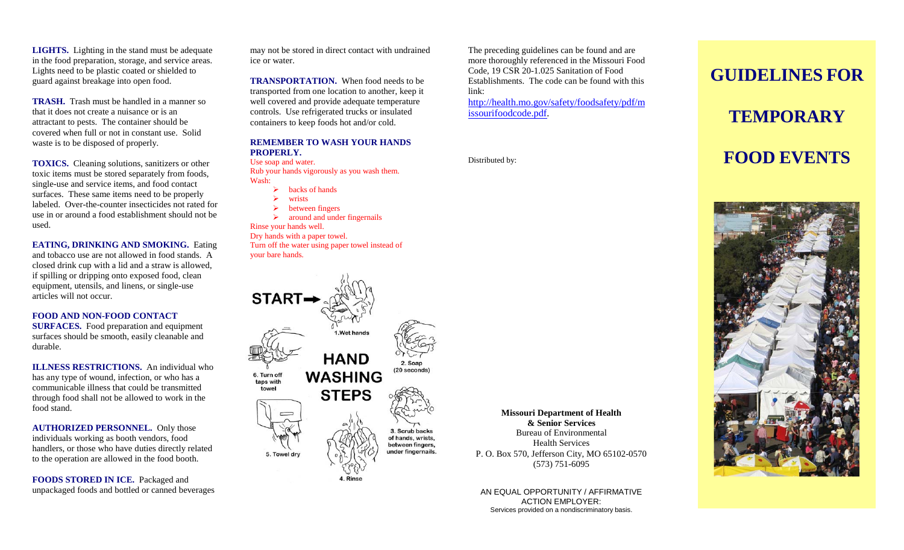**LIGHTS.** Lighting in the stand must be adequate in the food preparation, storage, and service areas. Lights need to be plastic coated or shielded to guard against breakage into open food.

**TRASH.** Trash must be handled in a manner so that it does not create a nuisance or is an attractant to pests. The container should be covered when full or not in constant use. Solid waste is to be disposed of properly.

**TOXICS.** Cleaning solutions, sanitizers or other toxic items must be stored separately from foods, single-use and service items, and food contact surfaces. These same items need to be properly labeled. Over-the-counter insecticides not rated for use in or around a food establishment should not be used.

**EATING, DRINKING AND SMOKING.** Eating and tobacco use are not allowed in food stands. A closed drink cup with a lid and a straw is allowed, if spilling or dripping onto exposed food, clean equipment, utensils, and linens, or single-use articles will not occur.

**FOOD AND NON-FOOD CONTACT SURFACES.** Food preparation and equipment surfaces should be smooth, easily cleanable and durable.

**ILLNESS RESTRICTIONS.** An individual who has any type of wound, infection, or who has a communicable illness that could be transmitted through food shall not be allowed to work in the food stand.

**AUTHORIZED PERSONNEL.** Only those individuals working as booth vendors, food handlers, or those who have duties directly related to the operation are allowed in the food booth.

**FOODS STORED IN ICE.** Packaged and unpackaged foods and bottled or canned beverages may not be stored in direct contact with undrained ice or water.

**TRANSPORTATION.** When food needs to be transported from one location to another, keep it well covered and provide adequate temperature controls. Use refrigerated trucks or insulated containers to keep foods hot and/or cold.

**REMEMBER TO WASH YOUR HANDS PROPERLY.**

Use soap and water.
Rub your hands vigorously as you wash them.
Wash:

- backs of hands
- wrists
- between fingers
- around and under fingernails

Rinse your hands well.
Dry hands with a paper towel.
Turn off the water using paper towel instead of your bare hands.

START →

HAND WASHING STEPS

1. Wet hands
2. Soap (20 seconds)
3. Scrub backs of hands, wrists, between fingers, under fingernails.
4. Rinse
5. Towel dry
6. Turn off taps with towel

The preceding guidelines can be found and are more thoroughly referenced in the Missouri Food Code, 19 CSR 20-1.025 Sanitation of Food Establishments. The code can be found with this link:
http://health.mo.gov/safety/foodsafety/pdf/missourifoodcode.pdf.

Distributed by:

**Missouri Department of Health & Senior Services**
Bureau of Environmental Health Services
P. O. Box 570, Jefferson City, MO 65102-0570
(573) 751-6095

AN EQUAL OPPORTUNITY / AFFIRMATIVE ACTION EMPLOYER:
Services provided on a nondiscriminatory basis.

# GUIDELINES FOR TEMPORARY FOOD EVENTS